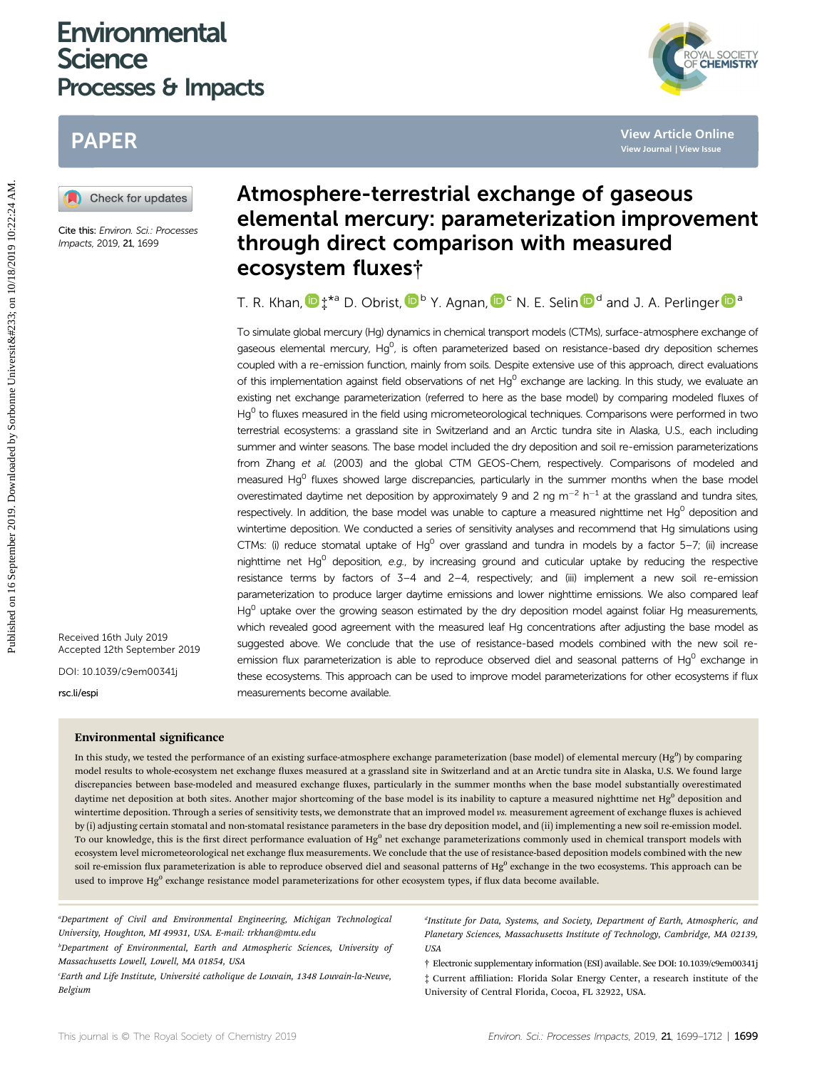# Atmosphere-terrestrial exchange of gaseous elemental mercury: parameterization improvement through direct comparison with measured ecosystem fluxes†

T. R. Khan, ‡*[a] D. Obrist, [b] Y. Agnan, [c] N. E. Selin [d] and J. A. Perlinger [a]

Cite this: *Environ. Sci.: Processes Impacts*, 2019, **21**, 1699

Received 16th July 2019
Accepted 12th September 2019

DOI: 10.1039/c9em00341j

rsc.li/espi

To simulate global mercury (Hg) dynamics in chemical transport models (CTMs), surface-atmosphere exchange of gaseous elemental mercury, $Hg^0$, is often parameterized based on resistance-based dry deposition schemes coupled with a re-emission function, mainly from soils. Despite extensive use of this approach, direct evaluations of this implementation against field observations of net $Hg^0$ exchange are lacking. In this study, we evaluate an existing net exchange parameterization (referred to here as the base model) by comparing modeled fluxes of $Hg^0$ to fluxes measured in the field using micrometeorological techniques. Comparisons were performed in two terrestrial ecosystems: a grassland site in Switzerland and an Arctic tundra site in Alaska, U.S., each including summer and winter seasons. The base model included the dry deposition and soil re-emission parameterizations from Zhang *et al.* (2003) and the global CTM GEOS-Chem, respectively. Comparisons of modeled and measured $Hg^0$ fluxes showed large discrepancies, particularly in the summer months when the base model overestimated daytime net deposition by approximately 9 and 2 ng m$^{-2}$ h$^{-1}$ at the grassland and tundra sites, respectively. In addition, the base model was unable to capture a measured nighttime net $Hg^0$ deposition and wintertime deposition. We conducted a series of sensitivity analyses and recommend that Hg simulations using CTMs: (i) reduce stomatal uptake of $Hg^0$ over grassland and tundra in models by a factor 5–7; (ii) increase nighttime net $Hg^0$ deposition, *e.g.*, by increasing ground and cuticular uptake by reducing the respective resistance terms by factors of 3–4 and 2–4, respectively; and (iii) implement a new soil re-emission parameterization to produce larger daytime emissions and lower nighttime emissions. We also compared leaf $Hg^0$ uptake over the growing season estimated by the dry deposition model against foliar Hg measurements, which revealed good agreement with the measured leaf Hg concentrations after adjusting the base model as suggested above. We conclude that the use of resistance-based models combined with the new soil re-emission flux parameterization is able to reproduce observed diel and seasonal patterns of $Hg^0$ exchange in these ecosystems. This approach can be used to improve model parameterizations for other ecosystems if flux measurements become available.

### Environmental significance

In this study, we tested the performance of an existing surface-atmosphere exchange parameterization (base model) of elemental mercury ($Hg^0$) by comparing model results to whole-ecosystem net exchange fluxes measured at a grassland site in Switzerland and at an Arctic tundra site in Alaska, U.S. We found large discrepancies between base-modeled and measured exchange fluxes, particularly in the summer months when the base model substantially overestimated daytime net deposition at both sites. Another major shortcoming of the base model is its inability to capture a measured nighttime net $Hg^0$ deposition and wintertime deposition. Through a series of sensitivity tests, we demonstrate that an improved model *vs.* measurement agreement of exchange fluxes is achieved by (i) adjusting certain stomatal and non-stomatal resistance parameters in the base dry deposition model, and (ii) implementing a new soil re-emission model. To our knowledge, this is the first direct performance evaluation of $Hg^0$ net exchange parameterizations commonly used in chemical transport models with ecosystem level micrometeorological net exchange flux measurements. We conclude that the use of resistance-based deposition models combined with the new soil re-emission flux parameterization is able to reproduce observed diel and seasonal patterns of $Hg^0$ exchange in the two ecosystems. This approach can be used to improve $Hg^0$ exchange resistance model parameterizations for other ecosystem types, if flux data become available.

[a] *Department of Civil and Environmental Engineering, Michigan Technological University, Houghton, MI 49931, USA. E-mail: trkhan@mtu.edu*

[b] *Department of Environmental, Earth and Atmospheric Sciences, University of Massachusetts Lowell, Lowell, MA 01854, USA*

[c] *Earth and Life Institute, Université catholique de Louvain, 1348 Louvain-la-Neuve, Belgium*

[d] *Institute for Data, Systems, and Society, Department of Earth, Atmospheric, and Planetary Sciences, Massachusetts Institute of Technology, Cambridge, MA 02139, USA*

† Electronic supplementary information (ESI) available. See DOI: 10.1039/c9em00341j

‡ Current affiliation: Florida Solar Energy Center, a research institute of the University of Central Florida, Cocoa, FL 32922, USA.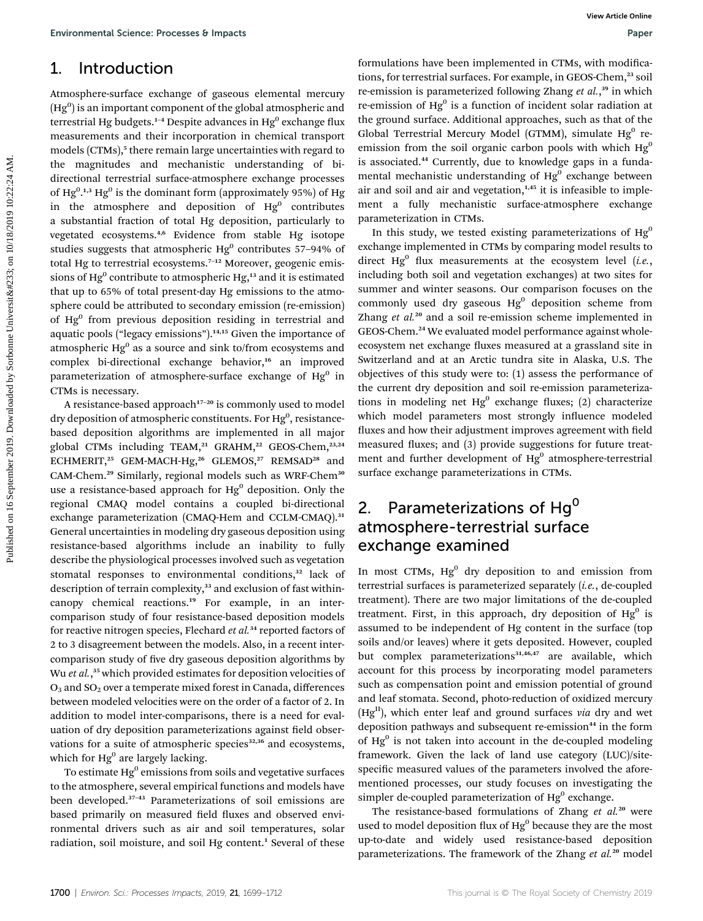## 1. Introduction

Atmosphere-surface exchange of gaseous elemental mercury ($Hg^0$) is an important component of the global atmospheric and terrestrial Hg budgets.[1–4] Despite advances in $Hg^0$ exchange flux measurements and their incorporation in chemical transport models (CTMs),[5] there remain large uncertainties with regard to the magnitudes and mechanistic understanding of bi-directional terrestrial surface-atmosphere exchange processes of $Hg^0$.[1,3] $Hg^0$ is the dominant form (approximately 95%) of Hg in the atmosphere and deposition of $Hg^0$ contributes a substantial fraction of total Hg deposition, particularly to vegetated ecosystems.[4,6] Evidence from stable Hg isotope studies suggests that atmospheric $Hg^0$ contributes 57–94% of total Hg to terrestrial ecosystems.[7–12] Moreover, geogenic emissions of $Hg^0$ contribute to atmospheric Hg,[13] and it is estimated that up to 65% of total present-day Hg emissions to the atmosphere could be attributed to secondary emission (re-emission) of $Hg^0$ from previous deposition residing in terrestrial and aquatic pools ("legacy emissions").[14,15] Given the importance of atmospheric $Hg^0$ as a source and sink to/from ecosystems and complex bi-directional exchange behavior,[16] an improved parameterization of atmosphere-surface exchange of $Hg^0$ in CTMs is necessary.

A resistance-based approach[17–20] is commonly used to model dry deposition of atmospheric constituents. For $Hg^0$, resistance-based deposition algorithms are implemented in all major global CTMs including TEAM,[21] GRAHM,[22] GEOS-Chem,[23,24] ECHMERIT,[25] GEM-MACH-Hg,[26] GLEMOS,[27] REMSAD[28] and CAM-Chem.[29] Similarly, regional models such as WRF-Chem[30] use a resistance-based approach for $Hg^0$ deposition. Only the regional CMAQ model contains a coupled bi-directional exchange parameterization (CMAQ-Hem and CCLM-CMAQ).[31] General uncertainties in modeling dry gaseous deposition using resistance-based algorithms include an inability to fully describe the physiological processes involved such as vegetation stomatal responses to environmental conditions,[32] lack of description of terrain complexity,[33] and exclusion of fast within-canopy chemical reactions.[19] For example, in an inter-comparison study of four resistance-based deposition models for reactive nitrogen species, Flechard *et al.*[34] reported factors of 2 to 3 disagreement between the models. Also, in a recent inter-comparison study of five dry gaseous deposition algorithms by Wu *et al.*,[35] which provided estimates for deposition velocities of $O_3$ and $SO_2$ over a temperate mixed forest in Canada, differences between modeled velocities were on the order of a factor of 2. In addition to model inter-comparisons, there is a need for evaluation of dry deposition parameterizations against field observations for a suite of atmospheric species[32,36] and ecosystems, which for $Hg^0$ are largely lacking.

To estimate $Hg^0$ emissions from soils and vegetative surfaces to the atmosphere, several empirical functions and models have been developed.[37–43] Parameterizations of soil emissions are based primarily on measured field fluxes and observed environmental drivers such as air and soil temperatures, solar radiation, soil moisture, and soil Hg content.[1] Several of these formulations have been implemented in CTMs, with modifications, for terrestrial surfaces. For example, in GEOS-Chem,[23] soil re-emission is parameterized following Zhang *et al.*,[39] in which re-emission of $Hg^0$ is a function of incident solar radiation at the ground surface. Additional approaches, such as that of the Global Terrestrial Mercury Model (GTMM), simulate $Hg^0$ re-emission from the soil organic carbon pools with which $Hg^0$ is associated.[44] Currently, due to knowledge gaps in a fundamental mechanistic understanding of $Hg^0$ exchange between air and soil and air and vegetation,[1,45] it is infeasible to implement a fully mechanistic surface-atmosphere exchange parameterization in CTMs.

In this study, we tested existing parameterizations of $Hg^0$ exchange implemented in CTMs by comparing model results to direct $Hg^0$ flux measurements at the ecosystem level (*i.e.*, including both soil and vegetation exchanges) at two sites for summer and winter seasons. Our comparison focuses on the commonly used dry gaseous $Hg^0$ deposition scheme from Zhang *et al.*[20] and a soil re-emission scheme implemented in GEOS-Chem.[24] We evaluated model performance against whole-ecosystem net exchange fluxes measured at a grassland site in Switzerland and at an Arctic tundra site in Alaska, U.S. The objectives of this study were to: (1) assess the performance of the current dry deposition and soil re-emission parameterizations in modeling net $Hg^0$ exchange fluxes; (2) characterize which model parameters most strongly influence modeled fluxes and how their adjustment improves agreement with field measured fluxes; and (3) provide suggestions for future treatment and further development of $Hg^0$ atmosphere-terrestrial surface exchange parameterizations in CTMs.

## 2. Parameterizations of $Hg^0$ atmosphere-terrestrial surface exchange examined

In most CTMs, $Hg^0$ dry deposition to and emission from terrestrial surfaces is parameterized separately (*i.e.*, de-coupled treatment). There are two major limitations of the de-coupled treatment. First, in this approach, dry deposition of $Hg^0$ is assumed to be independent of Hg content in the surface (top soils and/or leaves) where it gets deposited. However, coupled but complex parameterizations[31,46,47] are available, which account for this process by incorporating model parameters such as compensation point and emission potential of ground and leaf stomata. Second, photo-reduction of oxidized mercury ($Hg^{II}$), which enter leaf and ground surfaces *via* dry and wet deposition pathways and subsequent re-emission[44] in the form of $Hg^0$ is not taken into account in the de-coupled modeling framework. Given the lack of land use category (LUC)/site-specific measured values of the parameters involved the aforementioned processes, our study focuses on investigating the simpler de-coupled parameterization of $Hg^0$ exchange.

The resistance-based formulations of Zhang *et al.*[20] were used to model deposition flux of $Hg^0$ because they are the most up-to-date and widely used resistance-based deposition parameterizations. The framework of the Zhang *et al.*[20] model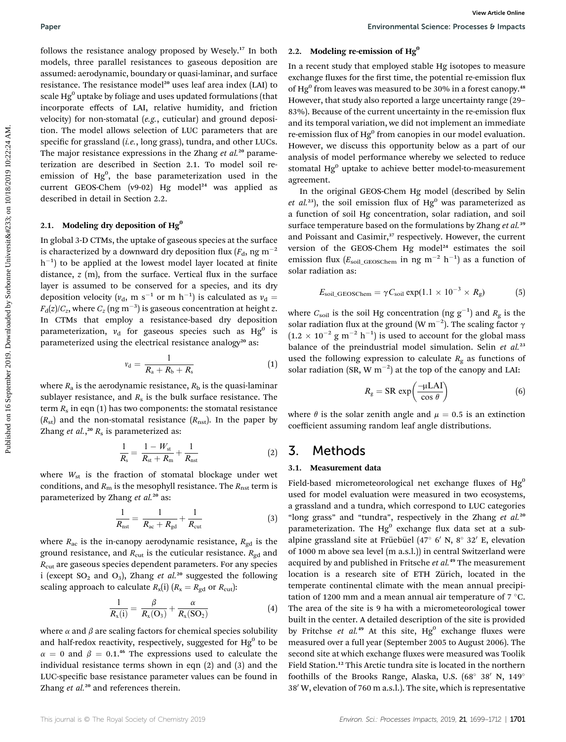follows the resistance analogy proposed by Wesely.[17] In both models, three parallel resistances to gaseous deposition are assumed: aerodynamic, boundary or quasi-laminar, and surface resistance. The resistance model[20] uses leaf area index (LAI) to scale $Hg^0$ uptake by foliage and uses updated formulations (that incorporate effects of LAI, relative humidity, and friction velocity) for non-stomatal (*e.g.*, cuticular) and ground deposition. The model allows selection of LUC parameters that are specific for grassland (*i.e.*, long grass), tundra, and other LUCs. The major resistance expressions in the Zhang *et al.*[20] parameterization are described in Section 2.1. To model soil re-emission of $Hg^0$, the base parameterization used in the current GEOS-Chem (v9-02) Hg model[24] was applied as described in detail in Section 2.2.

### 2.1. Modeling dry deposition of $Hg^0$

In global 3-D CTMs, the uptake of gaseous species at the surface is characterized by a downward dry deposition flux ($F_d$, ng m$^{-2}$ h$^{-1}$) to be applied at the lowest model layer located at finite distance, $z$ (m), from the surface. Vertical flux in the surface layer is assumed to be conserved for a species, and its dry deposition velocity ($v_d$, m s$^{-1}$ or m h$^{-1}$) is calculated as $v_d = F_d(z)/C_z$, where $C_z$ (ng m$^{-3}$) is gaseous concentration at height $z$. In CTMs that employ a resistance-based dry deposition parameterization, $v_d$ for gaseous species such as $Hg^0$ is parameterized using the electrical resistance analogy[20] as:

$$v_d = \frac{1}{R_a + R_b + R_s} \tag{1}$$

where $R_a$ is the aerodynamic resistance, $R_b$ is the quasi-laminar sublayer resistance, and $R_s$ is the bulk surface resistance. The term $R_s$ in eqn (1) has two components: the stomatal resistance ($R_{st}$) and the non-stomatal resistance ($R_{nst}$). In the paper by Zhang *et al.*,[20] $R_s$ is parameterized as:

$$\frac{1}{R_s} = \frac{1 - W_{st}}{R_{st} + R_m} + \frac{1}{R_{nst}} \tag{2}$$

where $W_{st}$ is the fraction of stomatal blockage under wet conditions, and $R_m$ is the mesophyll resistance. The $R_{nst}$ term is parameterized by Zhang *et al.*[20] as:

$$\frac{1}{R_{nst}} = \frac{1}{R_{ac} + R_{gd}} + \frac{1}{R_{cut}} \tag{3}$$

where $R_{ac}$ is the in-canopy aerodynamic resistance, $R_{gd}$ is the ground resistance, and $R_{cut}$ is the cuticular resistance. $R_{gd}$ and $R_{cut}$ are gaseous species dependent parameters. For any species i (except $SO_2$ and $O_3$), Zhang *et al.*[20] suggested the following scaling approach to calculate $R_x(i)$ ($R_x = R_{gd}$ or $R_{cut}$):

$$\frac{1}{R_x(i)} = \frac{\beta}{R_x(O_3)} + \frac{\alpha}{R_x(SO_2)} \tag{4}$$

where $\alpha$ and $\beta$ are scaling factors for chemical species solubility and half-redox reactivity, respectively, suggested for $Hg^0$ to be $\alpha = 0$ and $\beta = 0.1$.[46] The expressions used to calculate the individual resistance terms shown in eqn (2) and (3) and the LUC-specific base resistance parameter values can be found in Zhang *et al.*[20] and references therein.

### 2.2. Modeling re-emission of $Hg^0$

In a recent study that employed stable Hg isotopes to measure exchange fluxes for the first time, the potential re-emission flux of $Hg^0$ from leaves was measured to be 30% in a forest canopy.[48] However, that study also reported a large uncertainty range (29–83%). Because of the current uncertainty in the re-emission flux and its temporal variation, we did not implement an immediate re-emission flux of $Hg^0$ from canopies in our model evaluation. However, we discuss this opportunity below as a part of our analysis of model performance whereby we selected to reduce stomatal $Hg^0$ uptake to achieve better model-to-measurement agreement.

In the original GEOS-Chem Hg model (described by Selin *et al.*[23]), the soil emission flux of $Hg^0$ was parameterized as a function of soil Hg concentration, solar radiation, and soil surface temperature based on the formulations by Zhang *et al.*[39] and Poissant and Casimir,[37] respectively. However, the current version of the GEOS-Chem Hg model[24] estimates the soil emission flux ($E_{soil\_GEOSChem}$ in ng m$^{-2}$ h$^{-1}$) as a function of solar radiation as:

$$E_{soil\_GEOSChem} = \gamma C_{soil} \exp(1.1 \times 10^{-3} \times R_g) \tag{5}$$

where $C_{soil}$ is the soil Hg concentration (ng g$^{-1}$) and $R_g$ is the solar radiation flux at the ground (W m$^{-2}$). The scaling factor $\gamma$ ($1.2 \times 10^{-2}$ g m$^{-2}$ h$^{-1}$) is used to account for the global mass balance of the preindustrial model simulation. Selin *et al.*[23] used the following expression to calculate $R_g$ as functions of solar radiation (SR, W m$^{-2}$) at the top of the canopy and LAI:

$$R_g = \text{SR} \exp\left(\frac{-\mu \text{LAI}}{\cos\theta}\right) \tag{6}$$

where $\theta$ is the solar zenith angle and $\mu = 0.5$ is an extinction coefficient assuming random leaf angle distributions.

## 3. Methods

### 3.1. Measurement data

Field-based micrometeorological net exchange fluxes of $Hg^0$ used for model evaluation were measured in two ecosystems, a grassland and a tundra, which correspond to LUC categories "long grass" and "tundra", respectively in the Zhang *et al.*[20] parameterization. The $Hg^0$ exchange flux data set at a sub-alpine grassland site at Früebüel (47° 6′ N, 8° 32′ E, elevation of 1000 m above sea level (m a.s.l.)) in central Switzerland were acquired by and published in Fritsche *et al.*[49] The measurement location is a research site of ETH Zürich, located in the temperate continental climate with the mean annual precipitation of 1200 mm and a mean annual air temperature of 7 °C. The area of the site is 9 ha with a micrometeorological tower built in the center. A detailed description of the site is provided by Fritchse *et al.*[49] At this site, $Hg^0$ exchange fluxes were measured over a full year (September 2005 to August 2006). The second site at which exchange fluxes were measured was Toolik Field Station.[12] This Arctic tundra site is located in the northern foothills of the Brooks Range, Alaska, U.S. (68° 38′ N, 149° 38′ W, elevation of 760 m a.s.l.). The site, which is representative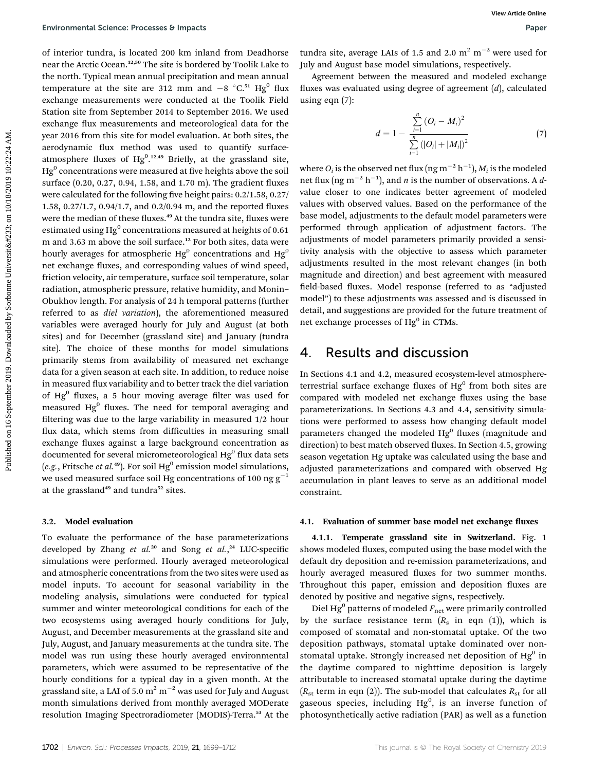of interior tundra, is located 200 km inland from Deadhorse near the Arctic Ocean.[12,50] The site is bordered by Toolik Lake to the north. Typical mean annual precipitation and mean annual temperature at the site are 312 mm and −8 °C.[51] $Hg^0$ flux exchange measurements were conducted at the Toolik Field Station site from September 2014 to September 2016. We used exchange flux measurements and meteorological data for the year 2016 from this site for model evaluation. At both sites, the aerodynamic flux method was used to quantify surface-atmosphere fluxes of $Hg^0$.[12,49] Briefly, at the grassland site, $Hg^0$ concentrations were measured at five heights above the soil surface (0.20, 0.27, 0.94, 1.58, and 1.70 m). The gradient fluxes were calculated for the following five height pairs: 0.2/1.58, 0.27/1.58, 0.27/1.7, 0.94/1.7, and 0.2/0.94 m, and the reported fluxes were the median of these fluxes.[49] At the tundra site, fluxes were estimated using $Hg^0$ concentrations measured at heights of 0.61 m and 3.63 m above the soil surface.[12] For both sites, data were hourly averages for atmospheric $Hg^0$ concentrations and $Hg^0$ net exchange fluxes, and corresponding values of wind speed, friction velocity, air temperature, surface soil temperature, solar radiation, atmospheric pressure, relative humidity, and Monin–Obukhov length. For analysis of 24 h temporal patterns (further referred to as *diel variation*), the aforementioned measured variables were averaged hourly for July and August (at both sites) and for December (grassland site) and January (tundra site). The choice of these months for model simulations primarily stems from availability of measured net exchange data for a given season at each site. In addition, to reduce noise in measured flux variability and to better track the diel variation of $Hg^0$ fluxes, a 5 hour moving average filter was used for measured $Hg^0$ fluxes. The need for temporal averaging and filtering was due to the large variability in measured 1/2 hour flux data, which stems from difficulties in measuring small exchange fluxes against a large background concentration as documented for several micrometeorological $Hg^0$ flux data sets (*e.g.*, Fritsche *et al.*[49]). For soil $Hg^0$ emission model simulations, we used measured surface soil Hg concentrations of 100 ng $g^{-1}$ at the grassland[49] and tundra[52] sites.

### 3.2. Model evaluation

To evaluate the performance of the base parameterizations developed by Zhang *et al.*[20] and Song *et al.*,[24] LUC-specific simulations were performed. Hourly averaged meteorological and atmospheric concentrations from the two sites were used as model inputs. To account for seasonal variability in the modeling analysis, simulations were conducted for typical summer and winter meteorological conditions for each of the two ecosystems using averaged hourly conditions for July, August, and December measurements at the grassland site and July, August, and January measurements at the tundra site. The model was run using these hourly averaged environmental parameters, which were assumed to be representative of the hourly conditions for a typical day in a given month. At the grassland site, a LAI of 5.0 $m^2$ $m^{-2}$ was used for July and August month simulations derived from monthly averaged MODerate resolution Imaging Spectroradiometer (MODIS)-Terra.[53] At the tundra site, average LAIs of 1.5 and 2.0 $m^2$ $m^{-2}$ were used for July and August base model simulations, respectively.

Agreement between the measured and modeled exchange fluxes was evaluated using degree of agreement ($d$), calculated using eqn (7):

$$d = 1 - \frac{\sum_{i=1}^{n} (O_i - M_i)^2}{\sum_{i=1}^{n} (|O_i| + |M_i|)^2} \tag{7}$$

where $O_i$ is the observed net flux (ng $m^{-2}$ $h^{-1}$), $M_i$ is the modeled net flux (ng $m^{-2}$ $h^{-1}$), and $n$ is the number of observations. A $d$-value closer to one indicates better agreement of modeled values with observed values. Based on the performance of the base model, adjustments to the default model parameters were performed through application of adjustment factors. The adjustments of model parameters primarily provided a sensitivity analysis with the objective to assess which parameter adjustments resulted in the most relevant changes (in both magnitude and direction) and best agreement with measured field-based fluxes. Model response (referred to as "adjusted model") to these adjustments was assessed and is discussed in detail, and suggestions are provided for the future treatment of net exchange processes of $Hg^0$ in CTMs.

## 4. Results and discussion

In Sections 4.1 and 4.2, measured ecosystem-level atmosphere-terrestrial surface exchange fluxes of $Hg^0$ from both sites are compared with modeled net exchange fluxes using the base parameterizations. In Sections 4.3 and 4.4, sensitivity simulations were performed to assess how changing default model parameters changed the modeled $Hg^0$ fluxes (magnitude and direction) to best match observed fluxes. In Section 4.5, growing season vegetation Hg uptake was calculated using the base and adjusted parameterizations and compared with observed Hg accumulation in plant leaves to serve as an additional model constraint.

### 4.1. Evaluation of summer base model net exchange fluxes

**4.1.1. Temperate grassland site in Switzerland.** Fig. 1 shows modeled fluxes, computed using the base model with the default dry deposition and re-emission parameterizations, and hourly averaged measured fluxes for two summer months. Throughout this paper, emission and deposition fluxes are denoted by positive and negative signs, respectively.

Diel $Hg^0$ patterns of modeled $F_{net}$ were primarily controlled by the surface resistance term ($R_s$ in eqn (1)), which is composed of stomatal and non-stomatal uptake. Of the two deposition pathways, stomatal uptake dominated over non-stomatal uptake. Strongly increased net deposition of $Hg^0$ in the daytime compared to nighttime deposition is largely attributable to increased stomatal uptake during the daytime ($R_{st}$ term in eqn (2)). The sub-model that calculates $R_{st}$ for all gaseous species, including $Hg^0$, is an inverse function of photosynthetically active radiation (PAR) as well as a function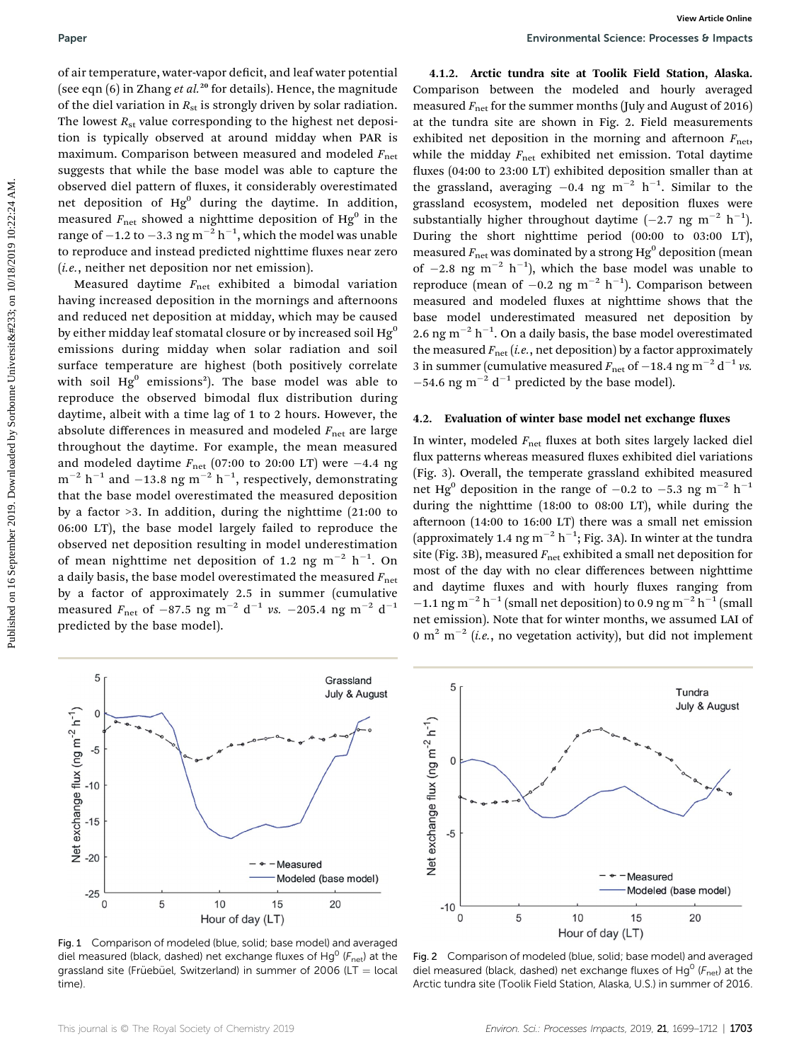of air temperature, water-vapor deficit, and leaf water potential (see eqn (6) in Zhang *et al.*[20] for details). Hence, the magnitude of the diel variation in $R_{st}$ is strongly driven by solar radiation. The lowest $R_{st}$ value corresponding to the highest net deposition is typically observed at around midday when PAR is maximum. Comparison between measured and modeled $F_{net}$ suggests that while the base model was able to capture the observed diel pattern of fluxes, it considerably overestimated net deposition of $Hg^0$ during the daytime. In addition, measured $F_{net}$ showed a nighttime deposition of $Hg^0$ in the range of −1.2 to −3.3 ng $m^{-2}$ $h^{-1}$, which the model was unable to reproduce and instead predicted nighttime fluxes near zero (*i.e.*, neither net deposition nor net emission).

Measured daytime $F_{net}$ exhibited a bimodal variation having increased deposition in the mornings and afternoons and reduced net deposition at midday, which may be caused by either midday leaf stomatal closure or by increased soil $Hg^0$ emissions during midday when solar radiation and soil surface temperature are highest (both positively correlate with soil $Hg^0$ emissions[2]). The base model was able to reproduce the observed bimodal flux distribution during daytime, albeit with a time lag of 1 to 2 hours. However, the absolute differences in measured and modeled $F_{net}$ are large throughout the daytime. For example, the mean measured and modeled daytime $F_{net}$ (07:00 to 20:00 LT) were −4.4 ng $m^{-2}$ $h^{-1}$ and −13.8 ng $m^{-2}$ $h^{-1}$, respectively, demonstrating that the base model overestimated the measured deposition by a factor >3. In addition, during the nighttime (21:00 to 06:00 LT), the base model largely failed to reproduce the observed net deposition resulting in model underestimation of mean nighttime net deposition of 1.2 ng $m^{-2}$ $h^{-1}$. On a daily basis, the base model overestimated the measured $F_{net}$ by a factor of approximately 2.5 in summer (cumulative measured $F_{net}$ of −87.5 ng $m^{-2}$ $d^{-1}$ *vs.* −205.4 ng $m^{-2}$ $d^{-1}$ predicted by the base model).

#### 4.1.2. Arctic tundra site at Toolik Field Station, Alaska.

Comparison between the modeled and hourly averaged measured $F_{net}$ for the summer months (July and August of 2016) at the tundra site are shown in Fig. 2. Field measurements exhibited net deposition in the morning and afternoon $F_{net}$, while the midday $F_{net}$ exhibited net emission. Total daytime fluxes (04:00 to 23:00 LT) exhibited deposition smaller than at the grassland, averaging −0.4 ng $m^{-2}$ $h^{-1}$. Similar to the grassland ecosystem, modeled net deposition fluxes were substantially higher throughout daytime (−2.7 ng $m^{-2}$ $h^{-1}$). During the short nighttime period (00:00 to 03:00 LT), measured $F_{net}$ was dominated by a strong $Hg^0$ deposition (mean of −2.8 ng $m^{-2}$ $h^{-1}$), which the base model was unable to reproduce (mean of −0.2 ng $m^{-2}$ $h^{-1}$). Comparison between measured and modeled fluxes at nighttime shows that the base model underestimated measured net deposition by 2.6 ng $m^{-2}$ $h^{-1}$. On a daily basis, the base model overestimated the measured $F_{net}$ (*i.e.*, net deposition) by a factor approximately 3 in summer (cumulative measured $F_{net}$ of −18.4 ng $m^{-2}$ $d^{-1}$ *vs.* −54.6 ng $m^{-2}$ $d^{-1}$ predicted by the base model).

### 4.2. Evaluation of winter base model net exchange fluxes

In winter, modeled $F_{net}$ fluxes at both sites largely lacked diel flux patterns whereas measured fluxes exhibited diel variations (Fig. 3). Overall, the temperate grassland exhibited measured net $Hg^0$ deposition in the range of −0.2 to −5.3 ng $m^{-2}$ $h^{-1}$ during the nighttime (18:00 to 08:00 LT), while during the afternoon (14:00 to 16:00 LT) there was a small net emission (approximately 1.4 ng $m^{-2}$ $h^{-1}$; Fig. 3A). In winter at the tundra site (Fig. 3B), measured $F_{net}$ exhibited a small net deposition for most of the day with no clear differences between nighttime and daytime fluxes and with hourly fluxes ranging from −1.1 ng $m^{-2}$ $h^{-1}$ (small net deposition) to 0.9 ng $m^{-2}$ $h^{-1}$ (small net emission). Note that for winter months, we assumed LAI of 0 $m^2$ $m^{-2}$ (*i.e.*, no vegetation activity), but did not implement

Fig. 1 Comparison of modeled (blue, solid; base model) and averaged diel measured (black, dashed) net exchange fluxes of $Hg^0$ ($F_{net}$) at the grassland site (Früebüel, Switzerland) in summer of 2006 (LT = local time).

Fig. 2 Comparison of modeled (blue, solid; base model) and averaged diel measured (black, dashed) net exchange fluxes of $Hg^0$ ($F_{net}$) at the Arctic tundra site (Toolik Field Station, Alaska, U.S.) in summer of 2016.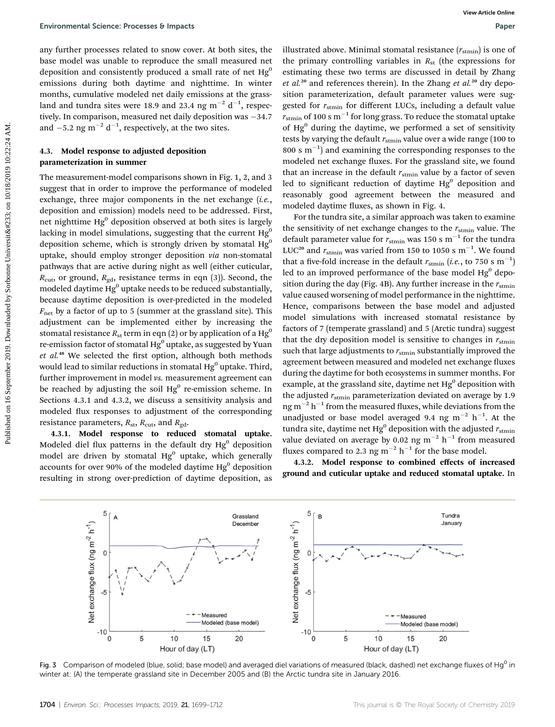any further processes related to snow cover. At both sites, the base model was unable to reproduce the small measured net deposition and consistently produced a small rate of net $Hg^0$ emissions during both daytime and nighttime. In winter months, cumulative modeled net daily emissions at the grassland and tundra sites were 18.9 and 23.4 ng $m^{-2}$ $d^{-1}$, respectively. In comparison, measured net daily deposition was −34.7 and −5.2 ng $m^{-2}$ $d^{-1}$, respectively, at the two sites.

### 4.3. Model response to adjusted deposition parameterization in summer

The measurement-model comparisons shown in Fig. 1, 2, and 3 suggest that in order to improve the performance of modeled exchange, three major components in the net exchange (*i.e.*, deposition and emission) models need to be addressed. First, net nighttime $Hg^0$ deposition observed at both sites is largely lacking in model simulations, suggesting that the current $Hg^0$ deposition scheme, which is strongly driven by stomatal $Hg^0$ uptake, should employ stronger deposition *via* non-stomatal pathways that are active during night as well (either cuticular, $R_{cut}$, or ground, $R_{gd}$, resistance terms in eqn (3)). Second, the modeled daytime $Hg^0$ uptake needs to be reduced substantially, because daytime deposition is over-predicted in the modeled $F_{net}$ by a factor of up to 5 (summer at the grassland site). This adjustment can be implemented either by increasing the stomatal resistance $R_{st}$ term in eqn (2) or by application of a $Hg^0$ re-emission factor of stomatal $Hg^0$ uptake, as suggested by Yuan *et al.*[48] We selected the first option, although both methods would lead to similar reductions in stomatal $Hg^0$ uptake. Third, further improvement in model *vs.* measurement agreement can be reached by adjusting the soil $Hg^0$ re-emission scheme. In Sections 4.3.1 and 4.3.2, we discuss a sensitivity analysis and modeled flux responses to adjustment of the corresponding resistance parameters, $R_{st}$, $R_{cut}$, and $R_{gd}$.

**4.3.1. Model response to reduced stomatal uptake.** Modeled diel flux patterns in the default dry $Hg^0$ deposition model are driven by stomatal $Hg^0$ uptake, which generally accounts for over 90% of the modeled daytime $Hg^0$ deposition resulting in strong over-prediction of daytime deposition, as illustrated above. Minimal stomatal resistance ($r_{stmin}$) is one of the primary controlling variables in $R_{st}$ (the expressions for estimating these two terms are discussed in detail by Zhang *et al.*[20] and references therein). In the Zhang *et al.*[20] dry deposition parameterization, default parameter values were suggested for $r_{stmin}$ for different LUCs, including a default value $r_{stmin}$ of 100 s $m^{-1}$ for long grass. To reduce the stomatal uptake of $Hg^0$ during the daytime, we performed a set of sensitivity tests by varying the default $r_{stmin}$ value over a wide range (100 to 800 s $m^{-1}$) and examining the corresponding responses to the modeled net exchange fluxes. For the grassland site, we found that an increase in the default $r_{stmin}$ value by a factor of seven led to significant reduction of daytime $Hg^0$ deposition and reasonably good agreement between the measured and modeled daytime fluxes, as shown in Fig. 4.

For the tundra site, a similar approach was taken to examine the sensitivity of net exchange changes to the $r_{stmin}$ value. The default parameter value for $r_{stmin}$ was 150 s $m^{-1}$ for the tundra LUC[20] and $r_{stmin}$ was varied from 150 to 1050 s $m^{-1}$. We found that a five-fold increase in the default $r_{stmin}$ (*i.e.*, to 750 s $m^{-1}$) led to an improved performance of the base model $Hg^0$ deposition during the day (Fig. 4B). Any further increase in the $r_{stmin}$ value caused worsening of model performance in the nighttime. Hence, comparisons between the base model and adjusted model simulations with increased stomatal resistance by factors of 7 (temperate grassland) and 5 (Arctic tundra) suggest that the dry deposition model is sensitive to changes in $r_{stmin}$ such that large adjustments to $r_{stmin}$ substantially improved the agreement between measured and modeled net exchange fluxes during the daytime for both ecosystems in summer months. For example, at the grassland site, daytime net $Hg^0$ deposition with the adjusted $r_{stmin}$ parameterization deviated on average by 1.9 ng $m^{-2}$ $h^{-1}$ from the measured fluxes, while deviations from the unadjusted or base model averaged 9.4 ng $m^{-2}$ $h^{-1}$. At the tundra site, daytime net $Hg^0$ deposition with the adjusted $r_{stmin}$ value deviated on average by 0.02 ng $m^{-2}$ $h^{-1}$ from measured fluxes compared to 2.3 ng $m^{-2}$ $h^{-1}$ for the base model.

**4.3.2. Model response to combined effects of increased ground and cuticular uptake and reduced stomatal uptake.** In

Fig. 3 Comparison of modeled (blue, solid; base model) and averaged diel variations of measured (black, dashed) net exchange fluxes of $Hg^0$ in winter at: (A) the temperate grassland site in December 2005 and (B) the Arctic tundra site in January 2016.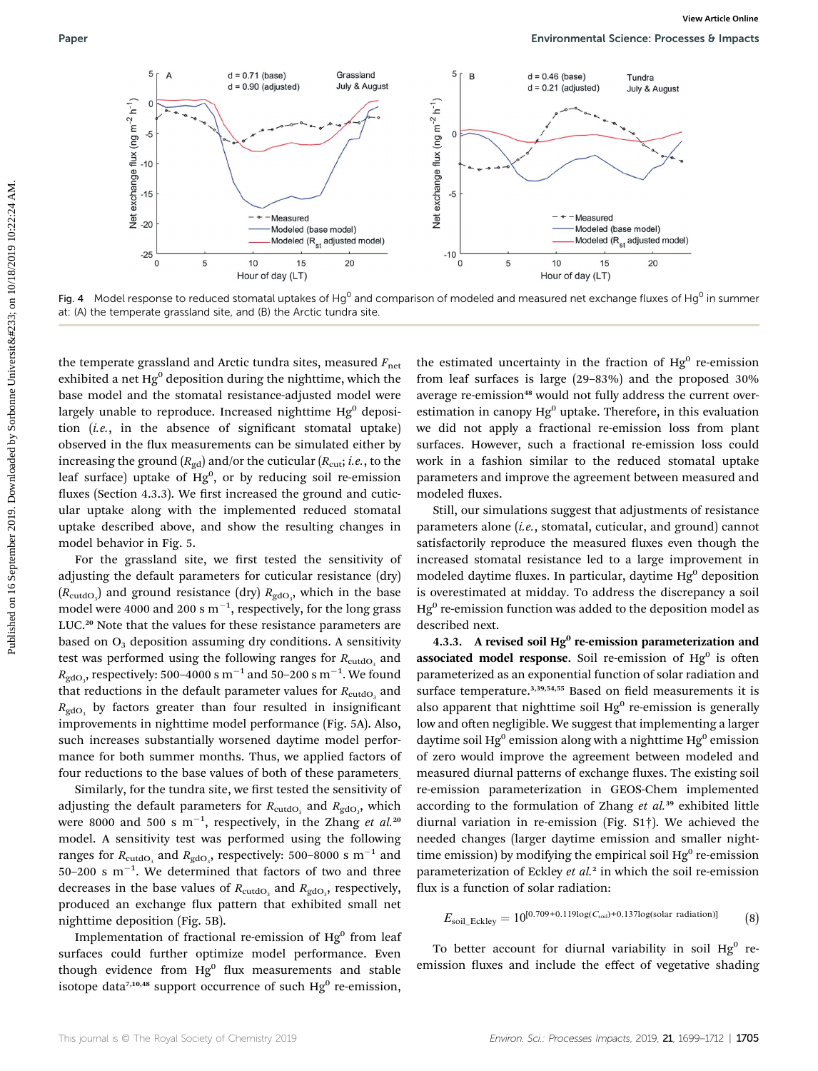Fig. 4 Model response to reduced stomatal uptakes of $Hg^0$ and comparison of modeled and measured net exchange fluxes of $Hg^0$ in summer at: (A) the temperate grassland site, and (B) the Arctic tundra site.

the temperate grassland and Arctic tundra sites, measured $F_{net}$ exhibited a net $Hg^0$ deposition during the nighttime, which the base model and the stomatal resistance-adjusted model were largely unable to reproduce. Increased nighttime $Hg^0$ deposition (*i.e.*, in the absence of significant stomatal uptake) observed in the flux measurements can be simulated either by increasing the ground ($R_{gd}$) and/or the cuticular ($R_{cut}$; *i.e.*, to the leaf surface) uptake of $Hg^0$, or by reducing soil re-emission fluxes (Section 4.3.3). We first increased the ground and cuticular uptake along with the implemented reduced stomatal uptake described above, and show the resulting changes in model behavior in Fig. 5.

For the grassland site, we first tested the sensitivity of adjusting the default parameters for cuticular resistance (dry) ($R_{cutdO_3}$) and ground resistance (dry) $R_{gdO_3}$, which in the base model were 4000 and 200 s $m^{-1}$, respectively, for the long grass LUC.[20] Note that the values for these resistance parameters are based on $O_3$ deposition assuming dry conditions. A sensitivity test was performed using the following ranges for $R_{cutdO_3}$ and $R_{gdO_3}$, respectively: 500–4000 s $m^{-1}$ and 50–200 s $m^{-1}$. We found that reductions in the default parameter values for $R_{cutdO_3}$ and $R_{gdO_3}$ by factors greater than four resulted in insignificant improvements in nighttime model performance (Fig. 5A). Also, such increases substantially worsened daytime model performance for both summer months. Thus, we applied factors of four reductions to the base values of both of these parameters.

Similarly, for the tundra site, we first tested the sensitivity of adjusting the default parameters for $R_{cutdO_3}$ and $R_{gdO_3}$, which were 8000 and 500 s $m^{-1}$, respectively, in the Zhang *et al.*[20] model. A sensitivity test was performed using the following ranges for $R_{cutdO_3}$ and $R_{gdO_3}$, respectively: 500–8000 s $m^{-1}$ and 50–200 s $m^{-1}$. We determined that factors of two and three decreases in the base values of $R_{cutdO_3}$ and $R_{gdO_3}$, respectively, produced an exchange flux pattern that exhibited small net nighttime deposition (Fig. 5B).

Implementation of fractional re-emission of $Hg^0$ from leaf surfaces could further optimize model performance. Even though evidence from $Hg^0$ flux measurements and stable isotope data[7,10,48] support occurrence of such $Hg^0$ re-emission, the estimated uncertainty in the fraction of $Hg^0$ re-emission from leaf surfaces is large (29–83%) and the proposed 30% average re-emission[48] would not fully address the current overestimation in canopy $Hg^0$ uptake. Therefore, in this evaluation we did not apply a fractional re-emission loss from plant surfaces. However, such a fractional re-emission loss could work in a fashion similar to the reduced stomatal uptake parameters and improve the agreement between measured and modeled fluxes.

Still, our simulations suggest that adjustments of resistance parameters alone (*i.e.*, stomatal, cuticular, and ground) cannot satisfactorily reproduce the measured fluxes even though the increased stomatal resistance led to a large improvement in modeled daytime fluxes. In particular, daytime $Hg^0$ deposition is overestimated at midday. To address the discrepancy a soil $Hg^0$ re-emission function was added to the deposition model as described next.

**4.3.3. A revised soil $Hg^0$ re-emission parameterization and associated model response.** Soil re-emission of $Hg^0$ is often parameterized as an exponential function of solar radiation and surface temperature.[3,39,54,55] Based on field measurements it is also apparent that nighttime soil $Hg^0$ re-emission is generally low and often negligible. We suggest that implementing a larger daytime soil $Hg^0$ emission along with a nighttime $Hg^0$ emission of zero would improve the agreement between modeled and measured diurnal patterns of exchange fluxes. The existing soil re-emission parameterization in GEOS-Chem implemented according to the formulation of Zhang *et al.*[39] exhibited little diurnal variation in re-emission (Fig. S1†). We achieved the needed changes (larger daytime emission and smaller nighttime emission) by modifying the empirical soil $Hg^0$ re-emission parameterization of Eckley *et al.*[2] in which the soil re-emission flux is a function of solar radiation:

$$E_{soil\_Eckley} = 10^{[0.709+0.119\log(C_{soil})+0.137\log(\text{solar radiation})]} \quad (8)$$

To better account for diurnal variability in soil $Hg^0$ re-emission fluxes and include the effect of vegetative shading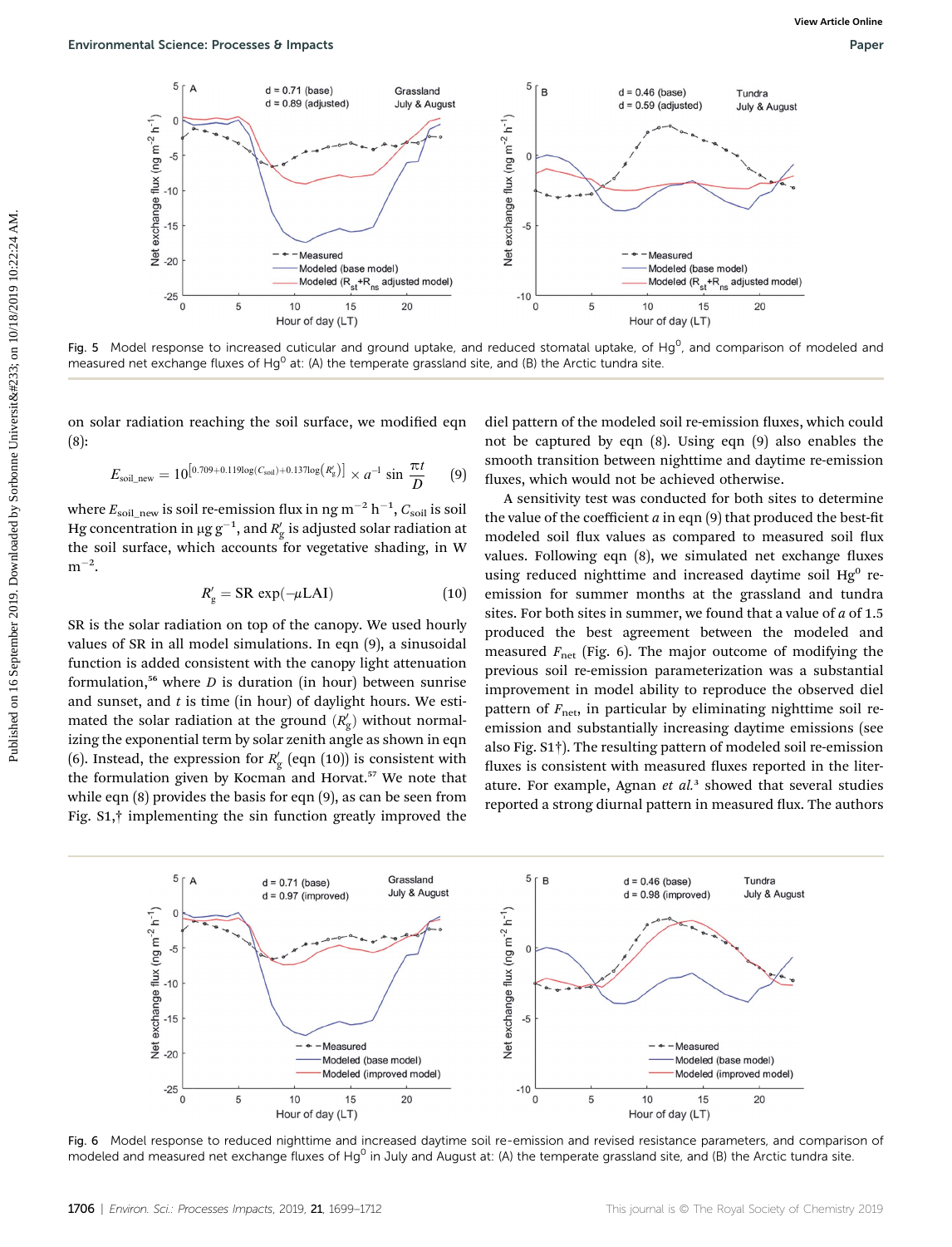Fig. 5 Model response to increased cuticular and ground uptake, and reduced stomatal uptake, of $Hg^0$, and comparison of modeled and measured net exchange fluxes of $Hg^0$ at: (A) the temperate grassland site, and (B) the Arctic tundra site.

on solar radiation reaching the soil surface, we modified eqn (8):

$$E_{\text{soil\_new}} = 10^{[0.709+0.119\log(C_{\text{soil}})+0.137\log(R'_{\text{g}})]} \times a^{-1} \sin\frac{\pi t}{D} \quad (9)$$

where $E_{\text{soil\_new}}$ is soil re-emission flux in ng $m^{-2}$ $h^{-1}$, $C_{\text{soil}}$ is soil Hg concentration in μg $g^{-1}$, and $R'_{\text{g}}$ is adjusted solar radiation at the soil surface, which accounts for vegetative shading, in W $m^{-2}$.

$$R'_{\text{g}} = \text{SR}\exp(-\mu\text{LAI}) \quad (10)$$

SR is the solar radiation on top of the canopy. We used hourly values of SR in all model simulations. In eqn (9), a sinusoidal function is added consistent with the canopy light attenuation formulation,[56] where $D$ is duration (in hour) between sunrise and sunset, and $t$ is time (in hour) of daylight hours. We estimated the solar radiation at the ground ($R'_{\text{g}}$) without normalizing the exponential term by solar zenith angle as shown in eqn (6). Instead, the expression for $R'_{\text{g}}$ (eqn (10)) is consistent with the formulation given by Kocman and Horvat.[57] We note that while eqn (8) provides the basis for eqn (9), as can be seen from Fig. S1,† implementing the sin function greatly improved the diel pattern of the modeled soil re-emission fluxes, which could not be captured by eqn (8). Using eqn (9) also enables the smooth transition between nighttime and daytime re-emission fluxes, which would not be achieved otherwise.

A sensitivity test was conducted for both sites to determine the value of the coefficient $a$ in eqn (9) that produced the best-fit modeled soil flux values as compared to measured soil flux values. Following eqn (8), we simulated net exchange fluxes using reduced nighttime and increased daytime soil $Hg^0$ re-emission for summer months at the grassland and tundra sites. For both sites in summer, we found that a value of $a$ of 1.5 produced the best agreement between the modeled and measured $F_{\text{net}}$ (Fig. 6). The major outcome of modifying the previous soil re-emission parameterization was a substantial improvement in model ability to reproduce the observed diel pattern of $F_{\text{net}}$, in particular by eliminating nighttime soil re-emission and substantially increasing daytime emissions (see also Fig. S1†). The resulting pattern of modeled soil re-emission fluxes is consistent with measured fluxes reported in the literature. For example, Agnan *et al.*[3] showed that several studies reported a strong diurnal pattern in measured flux. The authors

Fig. 6 Model response to reduced nighttime and increased daytime soil re-emission and revised resistance parameters, and comparison of modeled and measured net exchange fluxes of $Hg^0$ in July and August at: (A) the temperate grassland site, and (B) the Arctic tundra site.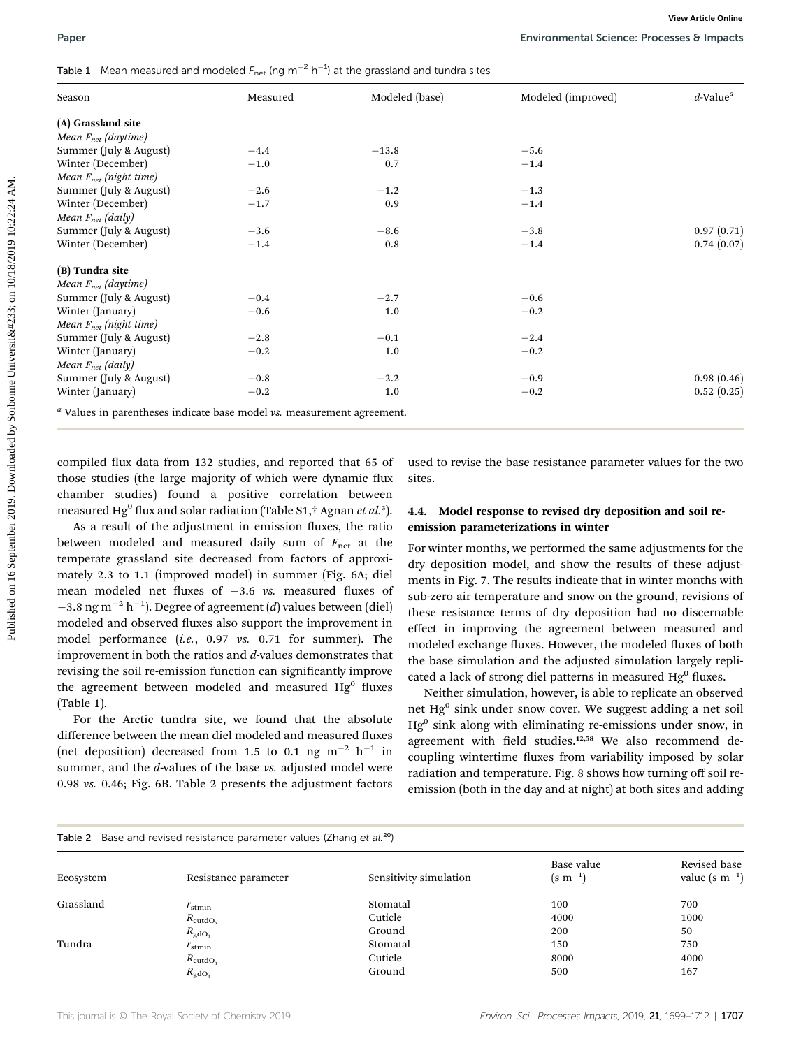Table 1 Mean measured and modeled $F_{net}$ (ng $m^{-2}$ $h^{-1}$) at the grassland and tundra sites

| Season | Measured | Modeled (base) | Modeled (improved) | *d*-Value[a] |
|---|---|---|---|---|
| **(A) Grassland site** | | | | |
| *Mean $F_{net}$ (daytime)* | | | | |
| Summer (July & August) | −4.4 | −13.8 | −5.6 | |
| Winter (December) | −1.0 | 0.7 | −1.4 | |
| *Mean $F_{net}$ (night time)* | | | | |
| Summer (July & August) | −2.6 | −1.2 | −1.3 | |
| Winter (December) | −1.7 | 0.9 | −1.4 | |
| *Mean $F_{net}$ (daily)* | | | | |
| Summer (July & August) | −3.6 | −8.6 | −3.8 | 0.97 (0.71) |
| Winter (December) | −1.4 | 0.8 | −1.4 | 0.74 (0.07) |
| **(B) Tundra site** | | | | |
| *Mean $F_{net}$ (daytime)* | | | | |
| Summer (July & August) | −0.4 | −2.7 | −0.6 | |
| Winter (January) | −0.6 | 1.0 | −0.2 | |
| *Mean $F_{net}$ (night time)* | | | | |
| Summer (July & August) | −2.8 | −0.1 | −2.4 | |
| Winter (January) | −0.2 | 1.0 | −0.2 | |
| *Mean $F_{net}$ (daily)* | | | | |
| Summer (July & August) | −0.8 | −2.2 | −0.9 | 0.98 (0.46) |
| Winter (January) | −0.2 | 1.0 | −0.2 | 0.52 (0.25) |

[a] Values in parentheses indicate base model *vs.* measurement agreement.

compiled flux data from 132 studies, and reported that 65 of those studies (the large majority of which were dynamic flux chamber studies) found a positive correlation between measured $Hg^0$ flux and solar radiation (Table S1,† Agnan *et al.*[3]).

As a result of the adjustment in emission fluxes, the ratio between modeled and measured daily sum of $F_{net}$ at the temperate grassland site decreased from factors of approximately 2.3 to 1.1 (improved model) in summer (Fig. 6A; diel mean modeled net fluxes of −3.6 *vs.* measured fluxes of −3.8 ng $m^{-2}$ $h^{-1}$). Degree of agreement (*d*) values between (diel) modeled and observed fluxes also support the improvement in model performance (*i.e.*, 0.97 *vs.* 0.71 for summer). The improvement in both the ratios and *d*-values demonstrates that revising the soil re-emission function can significantly improve the agreement between modeled and measured $Hg^0$ fluxes (Table 1).

For the Arctic tundra site, we found that the absolute difference between the mean diel modeled and measured fluxes (net deposition) decreased from 1.5 to 0.1 ng $m^{-2}$ $h^{-1}$ in summer, and the *d*-values of the base *vs.* adjusted model were 0.98 *vs.* 0.46; Fig. 6B. Table 2 presents the adjustment factors used to revise the base resistance parameter values for the two sites.

### 4.4. Model response to revised dry deposition and soil re-emission parameterizations in winter

For winter months, we performed the same adjustments for the dry deposition model, and show the results of these adjustments in Fig. 7. The results indicate that in winter months with sub-zero air temperature and snow on the ground, revisions of these resistance terms of dry deposition had no discernable effect in improving the agreement between measured and modeled exchange fluxes. However, the modeled fluxes of both the base simulation and the adjusted simulation largely replicated a lack of strong diel patterns in measured $Hg^0$ fluxes.

Neither simulation, however, is able to replicate an observed net $Hg^0$ sink under snow cover. We suggest adding a net soil $Hg^0$ sink along with eliminating re-emissions under snow, in agreement with field studies.[12,58] We also recommend decoupling wintertime fluxes from variability imposed by solar radiation and temperature. Fig. 8 shows how turning off soil re-emission (both in the day and at night) at both sites and adding

Table 2 Base and revised resistance parameter values (Zhang *et al.*[20])

| Ecosystem | Resistance parameter | Sensitivity simulation | Base value (s $m^{-1}$) | Revised base value (s $m^{-1}$) |
|---|---|---|---|---|
| Grassland | $r_{stmin}$ | Stomatal | 100 | 700 |
| | $R_{cutdO_3}$ | Cuticle | 4000 | 1000 |
| | $R_{gdO_3}$ | Ground | 200 | 50 |
| Tundra | $r_{stmin}$ | Stomatal | 150 | 750 |
| | $R_{cutdO_3}$ | Cuticle | 8000 | 4000 |
| | $R_{gdO_3}$ | Ground | 500 | 167 |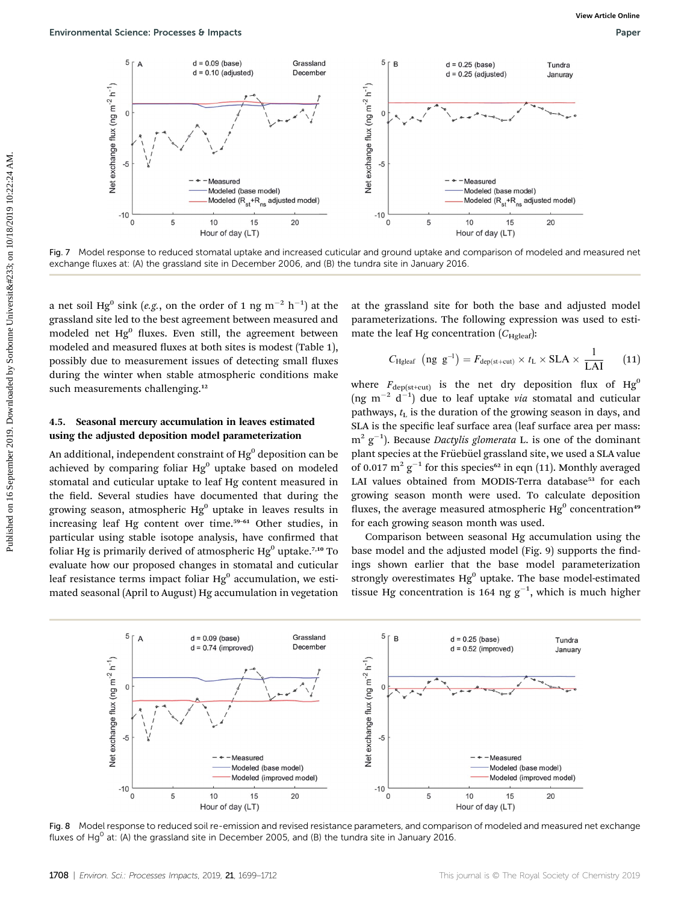Fig. 7 Model response to reduced stomatal uptake and increased cuticular and ground uptake and comparison of modeled and measured net exchange fluxes at: (A) the grassland site in December 2006, and (B) the tundra site in January 2016.

a net soil $Hg^0$ sink (*e.g.*, on the order of 1 ng $m^{-2}$ $h^{-1}$) at the grassland site led to the best agreement between measured and modeled net $Hg^0$ fluxes. Even still, the agreement between modeled and measured fluxes at both sites is modest (Table 1), possibly due to measurement issues of detecting small fluxes during the winter when stable atmospheric conditions make such measurements challenging.[12]

### 4.5. Seasonal mercury accumulation in leaves estimated using the adjusted deposition model parameterization

An additional, independent constraint of $Hg^0$ deposition can be achieved by comparing foliar $Hg^0$ uptake based on modeled stomatal and cuticular uptake to leaf Hg content measured in the field. Several studies have documented that during the growing season, atmospheric $Hg^0$ uptake in leaves results in increasing leaf Hg content over time.[59–61] Other studies, in particular using stable isotope analysis, have confirmed that foliar Hg is primarily derived of atmospheric $Hg^0$ uptake.[7,10] To evaluate how our proposed changes in stomatal and cuticular leaf resistance terms impact foliar $Hg^0$ accumulation, we estimated seasonal (April to August) Hg accumulation in vegetation at the grassland site for both the base and adjusted model parameterizations. The following expression was used to estimate the leaf Hg concentration ($C_{Hgleaf}$):

$$C_{Hgleaf}\ (\text{ng g}^{-1}) = F_{dep(st+cut)} \times t_L \times \text{SLA} \times \frac{1}{\text{LAI}} \quad (11)$$

where $F_{dep(st+cut)}$ is the net dry deposition flux of $Hg^0$ (ng $m^{-2}$ $d^{-1}$) due to leaf uptake *via* stomatal and cuticular pathways, $t_L$ is the duration of the growing season in days, and SLA is the specific leaf surface area (leaf surface area per mass: $m^2$ $g^{-1}$). Because *Dactylis glomerata* L. is one of the dominant plant species at the Früebüel grassland site, we used a SLA value of 0.017 $m^2$ $g^{-1}$ for this species[62] in eqn (11). Monthly averaged LAI values obtained from MODIS-Terra database[53] for each growing season month were used. To calculate deposition fluxes, the average measured atmospheric $Hg^0$ concentration[49] for each growing season month was used.

Comparison between seasonal Hg accumulation using the base model and the adjusted model (Fig. 9) supports the findings shown earlier that the base model parameterization strongly overestimates $Hg^0$ uptake. The base model-estimated tissue Hg concentration is 164 ng $g^{-1}$, which is much higher

Fig. 8 Model response to reduced soil re-emission and revised resistance parameters, and comparison of modeled and measured net exchange fluxes of $Hg^0$ at: (A) the grassland site in December 2005, and (B) the tundra site in January 2016.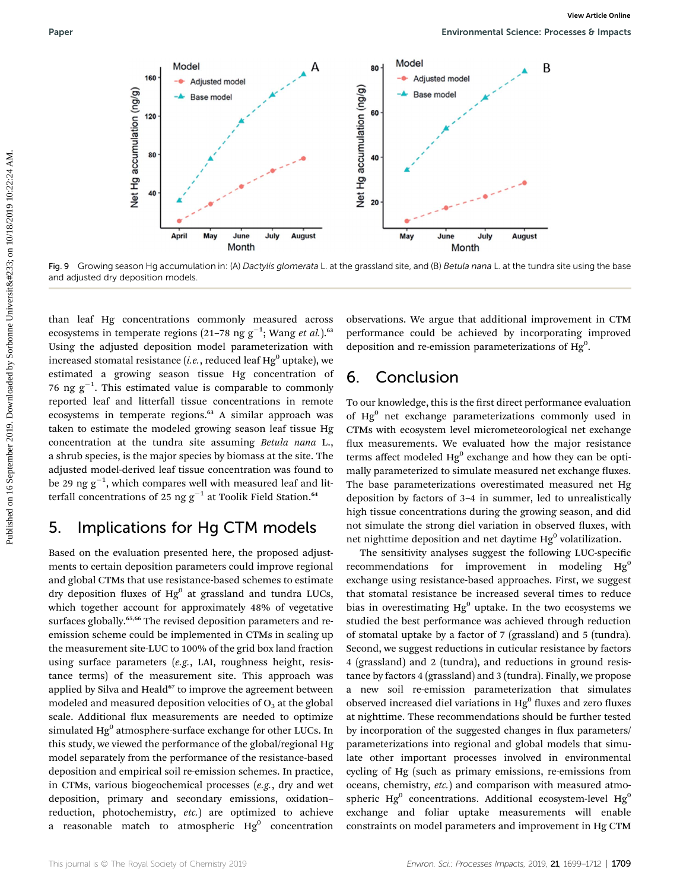Fig. 9 Growing season Hg accumulation in: (A) *Dactylis glomerata* L. at the grassland site, and (B) *Betula nana* L. at the tundra site using the base and adjusted dry deposition models.

than leaf Hg concentrations commonly measured across ecosystems in temperate regions (21–78 ng $g^{-1}$; Wang *et al.*).[63] Using the adjusted deposition model parameterization with increased stomatal resistance (*i.e.*, reduced leaf $Hg^0$ uptake), we estimated a growing season tissue Hg concentration of 76 ng $g^{-1}$. This estimated value is comparable to commonly reported leaf and litterfall tissue concentrations in remote ecosystems in temperate regions.[63] A similar approach was taken to estimate the modeled growing season leaf tissue Hg concentration at the tundra site assuming *Betula nana* L., a shrub species, is the major species by biomass at the site. The adjusted model-derived leaf tissue concentration was found to be 29 ng $g^{-1}$, which compares well with measured leaf and litterfall concentrations of 25 ng $g^{-1}$ at Toolik Field Station.[64]

## 5. Implications for Hg CTM models

Based on the evaluation presented here, the proposed adjustments to certain deposition parameters could improve regional and global CTMs that use resistance-based schemes to estimate dry deposition fluxes of $Hg^0$ at grassland and tundra LUCs, which together account for approximately 48% of vegetative surfaces globally.[65,66] The revised deposition parameters and re-emission scheme could be implemented in CTMs in scaling up the measurement site-LUC to 100% of the grid box land fraction using surface parameters (*e.g.*, LAI, roughness height, resistance terms) of the measurement site. This approach was applied by Silva and Heald[67] to improve the agreement between modeled and measured deposition velocities of $O_3$ at the global scale. Additional flux measurements are needed to optimize simulated $Hg^0$ atmosphere-surface exchange for other LUCs. In this study, we viewed the performance of the global/regional Hg model separately from the performance of the resistance-based deposition and empirical soil re-emission schemes. In practice, in CTMs, various biogeochemical processes (*e.g.*, dry and wet deposition, primary and secondary emissions, oxidation–reduction, photochemistry, *etc.*) are optimized to achieve a reasonable match to atmospheric $Hg^0$ concentration observations. We argue that additional improvement in CTM performance could be achieved by incorporating improved deposition and re-emission parameterizations of $Hg^0$.

## 6. Conclusion

To our knowledge, this is the first direct performance evaluation of $Hg^0$ net exchange parameterizations commonly used in CTMs with ecosystem level micrometeorological net exchange flux measurements. We evaluated how the major resistance terms affect modeled $Hg^0$ exchange and how they can be optimally parameterized to simulate measured net exchange fluxes. The base parameterizations overestimated measured net Hg deposition by factors of 3–4 in summer, led to unrealistically high tissue concentrations during the growing season, and did not simulate the strong diel variation in observed fluxes, with net nighttime deposition and net daytime $Hg^0$ volatilization.

The sensitivity analyses suggest the following LUC-specific recommendations for improvement in modeling $Hg^0$ exchange using resistance-based approaches. First, we suggest that stomatal resistance be increased several times to reduce bias in overestimating $Hg^0$ uptake. In the two ecosystems we studied the best performance was achieved through reduction of stomatal uptake by a factor of 7 (grassland) and 5 (tundra). Second, we suggest reductions in cuticular resistance by factors 4 (grassland) and 2 (tundra), and reductions in ground resistance by factors 4 (grassland) and 3 (tundra). Finally, we propose a new soil re-emission parameterization that simulates observed increased diel variations in $Hg^0$ fluxes and zero fluxes at nighttime. These recommendations should be further tested by incorporation of the suggested changes in flux parameters/parameterizations into regional and global models that simulate other important processes involved in environmental cycling of Hg (such as primary emissions, re-emissions from oceans, chemistry, *etc.*) and comparison with measured atmospheric $Hg^0$ concentrations. Additional ecosystem-level $Hg^0$ exchange and foliar uptake measurements will enable constraints on model parameters and improvement in Hg CTM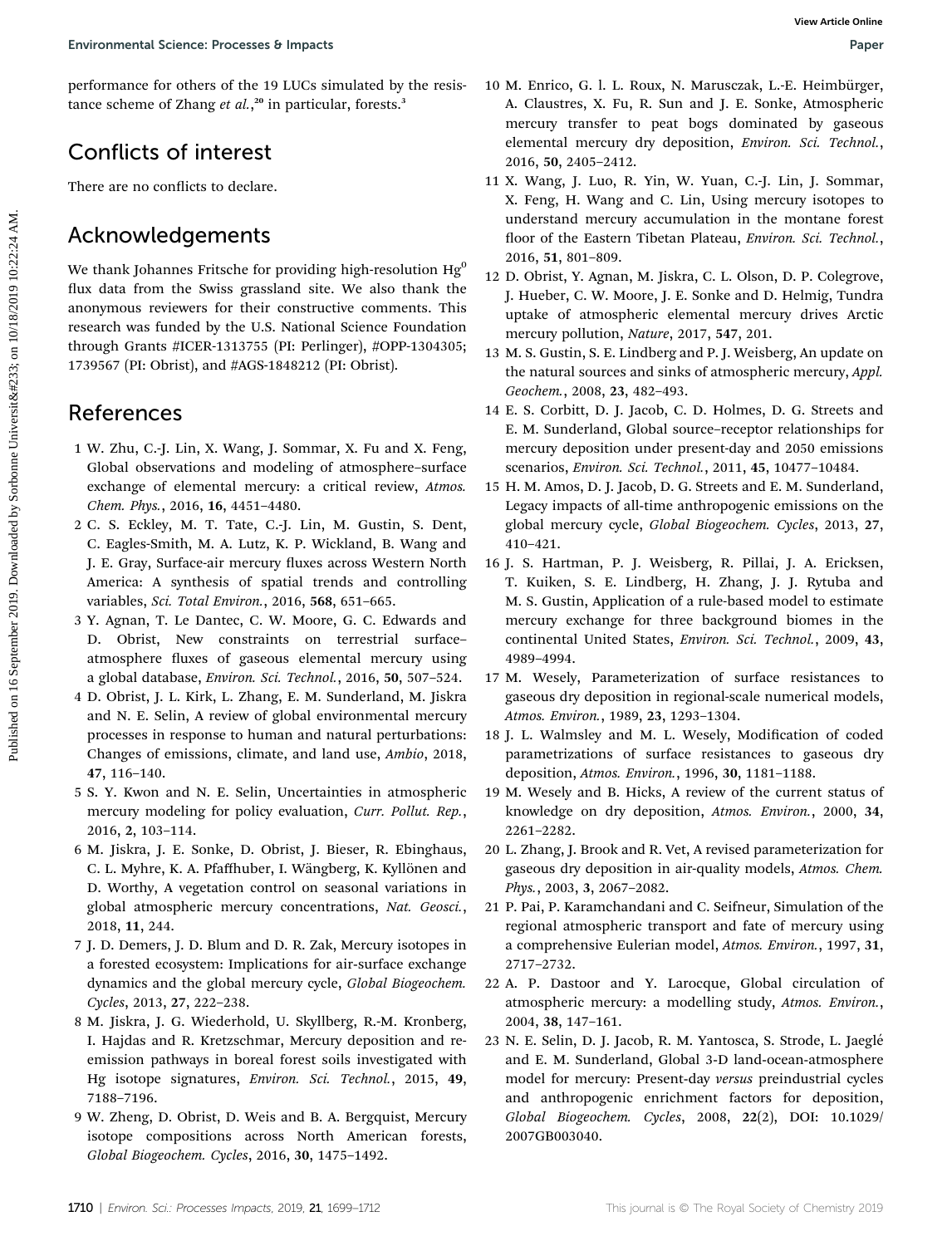performance for others of the 19 LUCs simulated by the resistance scheme of Zhang *et al.*,[20] in particular, forests.[3]

## Conflicts of interest

There are no conflicts to declare.

## Acknowledgements

We thank Johannes Fritsche for providing high-resolution $Hg^0$ flux data from the Swiss grassland site. We also thank the anonymous reviewers for their constructive comments. This research was funded by the U.S. National Science Foundation through Grants #ICER-1313755 (PI: Perlinger), #OPP-1304305; 1739567 (PI: Obrist), and #AGS-1848212 (PI: Obrist).

## References

1 W. Zhu, C.-J. Lin, X. Wang, J. Sommar, X. Fu and X. Feng, Global observations and modeling of atmosphere–surface exchange of elemental mercury: a critical review, *Atmos. Chem. Phys.*, 2016, **16**, 4451–4480.

2 C. S. Eckley, M. T. Tate, C.-J. Lin, M. Gustin, S. Dent, C. Eagles-Smith, M. A. Lutz, K. P. Wickland, B. Wang and J. E. Gray, Surface-air mercury fluxes across Western North America: A synthesis of spatial trends and controlling variables, *Sci. Total Environ.*, 2016, **568**, 651–665.

3 Y. Agnan, T. Le Dantec, C. W. Moore, G. C. Edwards and D. Obrist, New constraints on terrestrial surface–atmosphere fluxes of gaseous elemental mercury using a global database, *Environ. Sci. Technol.*, 2016, **50**, 507–524.

4 D. Obrist, J. L. Kirk, L. Zhang, E. M. Sunderland, M. Jiskra and N. E. Selin, A review of global environmental mercury processes in response to human and natural perturbations: Changes of emissions, climate, and land use, *Ambio*, 2018, **47**, 116–140.

5 S. Y. Kwon and N. E. Selin, Uncertainties in atmospheric mercury modeling for policy evaluation, *Curr. Pollut. Rep.*, 2016, **2**, 103–114.

6 M. Jiskra, J. E. Sonke, D. Obrist, J. Bieser, R. Ebinghaus, C. L. Myhre, K. A. Pfaffhuber, I. Wängberg, K. Kyllönen and D. Worthy, A vegetation control on seasonal variations in global atmospheric mercury concentrations, *Nat. Geosci.*, 2018, **11**, 244.

7 J. D. Demers, J. D. Blum and D. R. Zak, Mercury isotopes in a forested ecosystem: Implications for air-surface exchange dynamics and the global mercury cycle, *Global Biogeochem. Cycles*, 2013, **27**, 222–238.

8 M. Jiskra, J. G. Wiederhold, U. Skyllberg, R.-M. Kronberg, I. Hajdas and R. Kretzschmar, Mercury deposition and re-emission pathways in boreal forest soils investigated with Hg isotope signatures, *Environ. Sci. Technol.*, 2015, **49**, 7188–7196.

9 W. Zheng, D. Obrist, D. Weis and B. A. Bergquist, Mercury isotope compositions across North American forests, *Global Biogeochem. Cycles*, 2016, **30**, 1475–1492.

10 M. Enrico, G. l. L. Roux, N. Marusczak, L.-E. Heimbürger, A. Claustres, X. Fu, R. Sun and J. E. Sonke, Atmospheric mercury transfer to peat bogs dominated by gaseous elemental mercury dry deposition, *Environ. Sci. Technol.*, 2016, **50**, 2405–2412.

11 X. Wang, J. Luo, R. Yin, W. Yuan, C.-J. Lin, J. Sommar, X. Feng, H. Wang and C. Lin, Using mercury isotopes to understand mercury accumulation in the montane forest floor of the Eastern Tibetan Plateau, *Environ. Sci. Technol.*, 2016, **51**, 801–809.

12 D. Obrist, Y. Agnan, M. Jiskra, C. L. Olson, D. P. Colegrove, J. Hueber, C. W. Moore, J. E. Sonke and D. Helmig, Tundra uptake of atmospheric elemental mercury drives Arctic mercury pollution, *Nature*, 2017, **547**, 201.

13 M. S. Gustin, S. E. Lindberg and P. J. Weisberg, An update on the natural sources and sinks of atmospheric mercury, *Appl. Geochem.*, 2008, **23**, 482–493.

14 E. S. Corbitt, D. J. Jacob, C. D. Holmes, D. G. Streets and E. M. Sunderland, Global source–receptor relationships for mercury deposition under present-day and 2050 emissions scenarios, *Environ. Sci. Technol.*, 2011, **45**, 10477–10484.

15 H. M. Amos, D. J. Jacob, D. G. Streets and E. M. Sunderland, Legacy impacts of all-time anthropogenic emissions on the global mercury cycle, *Global Biogeochem. Cycles*, 2013, **27**, 410–421.

16 J. S. Hartman, P. J. Weisberg, R. Pillai, J. A. Ericksen, T. Kuiken, S. E. Lindberg, H. Zhang, J. J. Rytuba and M. S. Gustin, Application of a rule-based model to estimate mercury exchange for three background biomes in the continental United States, *Environ. Sci. Technol.*, 2009, **43**, 4989–4994.

17 M. Wesely, Parameterization of surface resistances to gaseous dry deposition in regional-scale numerical models, *Atmos. Environ.*, 1989, **23**, 1293–1304.

18 J. L. Walmsley and M. L. Wesely, Modification of coded parametrizations of surface resistances to gaseous dry deposition, *Atmos. Environ.*, 1996, **30**, 1181–1188.

19 M. Wesely and B. Hicks, A review of the current status of knowledge on dry deposition, *Atmos. Environ.*, 2000, **34**, 2261–2282.

20 L. Zhang, J. Brook and R. Vet, A revised parameterization for gaseous dry deposition in air-quality models, *Atmos. Chem. Phys.*, 2003, **3**, 2067–2082.

21 P. Pai, P. Karamchandani and C. Seifneur, Simulation of the regional atmospheric transport and fate of mercury using a comprehensive Eulerian model, *Atmos. Environ.*, 1997, **31**, 2717–2732.

22 A. P. Dastoor and Y. Larocque, Global circulation of atmospheric mercury: a modelling study, *Atmos. Environ.*, 2004, **38**, 147–161.

23 N. E. Selin, D. J. Jacob, R. M. Yantosca, S. Strode, L. Jaeglé and E. M. Sunderland, Global 3-D land-ocean-atmosphere model for mercury: Present-day *versus* preindustrial cycles and anthropogenic enrichment factors for deposition, *Global Biogeochem. Cycles*, 2008, **22**(2), DOI: 10.1029/2007GB003040.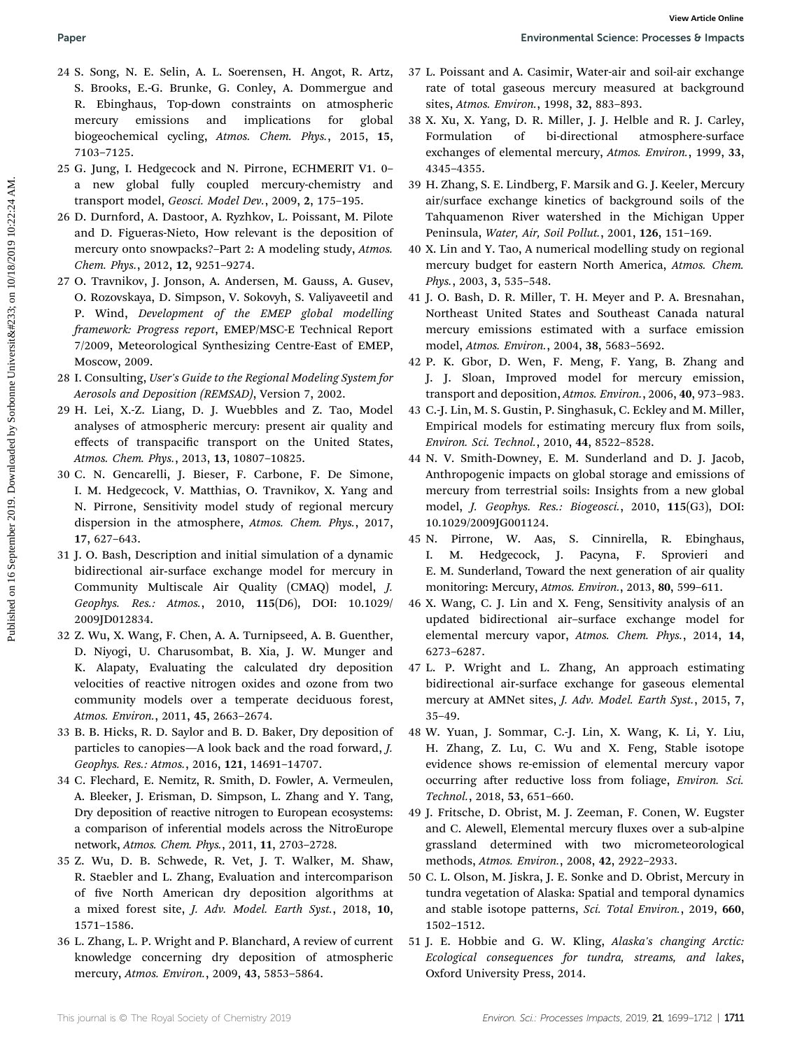24 S. Song, N. E. Selin, A. L. Soerensen, H. Angot, R. Artz, S. Brooks, E.-G. Brunke, G. Conley, A. Dommergue and R. Ebinghaus, Top-down constraints on atmospheric mercury emissions and implications for global biogeochemical cycling, *Atmos. Chem. Phys.*, 2015, **15**, 7103–7125.

25 G. Jung, I. Hedgecock and N. Pirrone, ECHMERIT V1. 0–a new global fully coupled mercury-chemistry and transport model, *Geosci. Model Dev.*, 2009, **2**, 175–195.

26 D. Durnford, A. Dastoor, A. Ryzhkov, L. Poissant, M. Pilote and D. Figueras-Nieto, How relevant is the deposition of mercury onto snowpacks?–Part 2: A modeling study, *Atmos. Chem. Phys.*, 2012, **12**, 9251–9274.

27 O. Travnikov, J. Jonson, A. Andersen, M. Gauss, A. Gusev, O. Rozovskaya, D. Simpson, V. Sokovyh, S. Valiyaveetil and P. Wind, *Development of the EMEP global modelling framework: Progress report*, EMEP/MSC-E Technical Report 7/2009, Meteorological Synthesizing Centre-East of EMEP, Moscow, 2009.

28 I. Consulting, *User's Guide to the Regional Modeling System for Aerosols and Deposition (REMSAD)*, Version 7, 2002.

29 H. Lei, X.-Z. Liang, D. J. Wuebbles and Z. Tao, Model analyses of atmospheric mercury: present air quality and effects of transpacific transport on the United States, *Atmos. Chem. Phys.*, 2013, **13**, 10807–10825.

30 C. N. Gencarelli, J. Bieser, F. Carbone, F. De Simone, I. M. Hedgecock, V. Matthias, O. Travnikov, X. Yang and N. Pirrone, Sensitivity model study of regional mercury dispersion in the atmosphere, *Atmos. Chem. Phys.*, 2017, **17**, 627–643.

31 J. O. Bash, Description and initial simulation of a dynamic bidirectional air-surface exchange model for mercury in Community Multiscale Air Quality (CMAQ) model, *J. Geophys. Res.: Atmos.*, 2010, **115**(D6), DOI: 10.1029/2009JD012834.

32 Z. Wu, X. Wang, F. Chen, A. A. Turnipseed, A. B. Guenther, D. Niyogi, U. Charusombat, B. Xia, J. W. Munger and K. Alapaty, Evaluating the calculated dry deposition velocities of reactive nitrogen oxides and ozone from two community models over a temperate deciduous forest, *Atmos. Environ.*, 2011, **45**, 2663–2674.

33 B. B. Hicks, R. D. Saylor and B. D. Baker, Dry deposition of particles to canopies—A look back and the road forward, *J. Geophys. Res.: Atmos.*, 2016, **121**, 14691–14707.

34 C. Flechard, E. Nemitz, R. Smith, D. Fowler, A. Vermeulen, A. Bleeker, J. Erisman, D. Simpson, L. Zhang and Y. Tang, Dry deposition of reactive nitrogen to European ecosystems: a comparison of inferential models across the NitroEurope network, *Atmos. Chem. Phys.*, 2011, **11**, 2703–2728.

35 Z. Wu, D. B. Schwede, R. Vet, J. T. Walker, M. Shaw, R. Staebler and L. Zhang, Evaluation and intercomparison of five North American dry deposition algorithms at a mixed forest site, *J. Adv. Model. Earth Syst.*, 2018, **10**, 1571–1586.

36 L. Zhang, L. P. Wright and P. Blanchard, A review of current knowledge concerning dry deposition of atmospheric mercury, *Atmos. Environ.*, 2009, **43**, 5853–5864.

37 L. Poissant and A. Casimir, Water-air and soil-air exchange rate of total gaseous mercury measured at background sites, *Atmos. Environ.*, 1998, **32**, 883–893.

38 X. Xu, X. Yang, D. R. Miller, J. J. Helble and R. J. Carley, Formulation of bi-directional atmosphere-surface exchanges of elemental mercury, *Atmos. Environ.*, 1999, **33**, 4345–4355.

39 H. Zhang, S. E. Lindberg, F. Marsik and G. J. Keeler, Mercury air/surface exchange kinetics of background soils of the Tahquamenon River watershed in the Michigan Upper Peninsula, *Water, Air, Soil Pollut.*, 2001, **126**, 151–169.

40 X. Lin and Y. Tao, A numerical modelling study on regional mercury budget for eastern North America, *Atmos. Chem. Phys.*, 2003, **3**, 535–548.

41 J. O. Bash, D. R. Miller, T. H. Meyer and P. A. Bresnahan, Northeast United States and Southeast Canada natural mercury emissions estimated with a surface emission model, *Atmos. Environ.*, 2004, **38**, 5683–5692.

42 P. K. Gbor, D. Wen, F. Meng, F. Yang, B. Zhang and J. J. Sloan, Improved model for mercury emission, transport and deposition, *Atmos. Environ.*, 2006, **40**, 973–983.

43 C.-J. Lin, M. S. Gustin, P. Singhasuk, C. Eckley and M. Miller, Empirical models for estimating mercury flux from soils, *Environ. Sci. Technol.*, 2010, **44**, 8522–8528.

44 N. V. Smith-Downey, E. M. Sunderland and D. J. Jacob, Anthropogenic impacts on global storage and emissions of mercury from terrestrial soils: Insights from a new global model, *J. Geophys. Res.: Biogeosci.*, 2010, **115**(G3), DOI: 10.1029/2009JG001124.

45 N. Pirrone, W. Aas, S. Cinnirella, R. Ebinghaus, I. M. Hedgecock, J. Pacyna, F. Sprovieri and E. M. Sunderland, Toward the next generation of air quality monitoring: Mercury, *Atmos. Environ.*, 2013, **80**, 599–611.

46 X. Wang, C. J. Lin and X. Feng, Sensitivity analysis of an updated bidirectional air–surface exchange model for elemental mercury vapor, *Atmos. Chem. Phys.*, 2014, **14**, 6273–6287.

47 L. P. Wright and L. Zhang, An approach estimating bidirectional air-surface exchange for gaseous elemental mercury at AMNet sites, *J. Adv. Model. Earth Syst.*, 2015, **7**, 35–49.

48 W. Yuan, J. Sommar, C.-J. Lin, X. Wang, K. Li, Y. Liu, H. Zhang, Z. Lu, C. Wu and X. Feng, Stable isotope evidence shows re-emission of elemental mercury vapor occurring after reductive loss from foliage, *Environ. Sci. Technol.*, 2018, **53**, 651–660.

49 J. Fritsche, D. Obrist, M. J. Zeeman, F. Conen, W. Eugster and C. Alewell, Elemental mercury fluxes over a sub-alpine grassland determined with two micrometeorological methods, *Atmos. Environ.*, 2008, **42**, 2922–2933.

50 C. L. Olson, M. Jiskra, J. E. Sonke and D. Obrist, Mercury in tundra vegetation of Alaska: Spatial and temporal dynamics and stable isotope patterns, *Sci. Total Environ.*, 2019, **660**, 1502–1512.

51 J. E. Hobbie and G. W. Kling, *Alaska's changing Arctic: Ecological consequences for tundra, streams, and lakes*, Oxford University Press, 2014.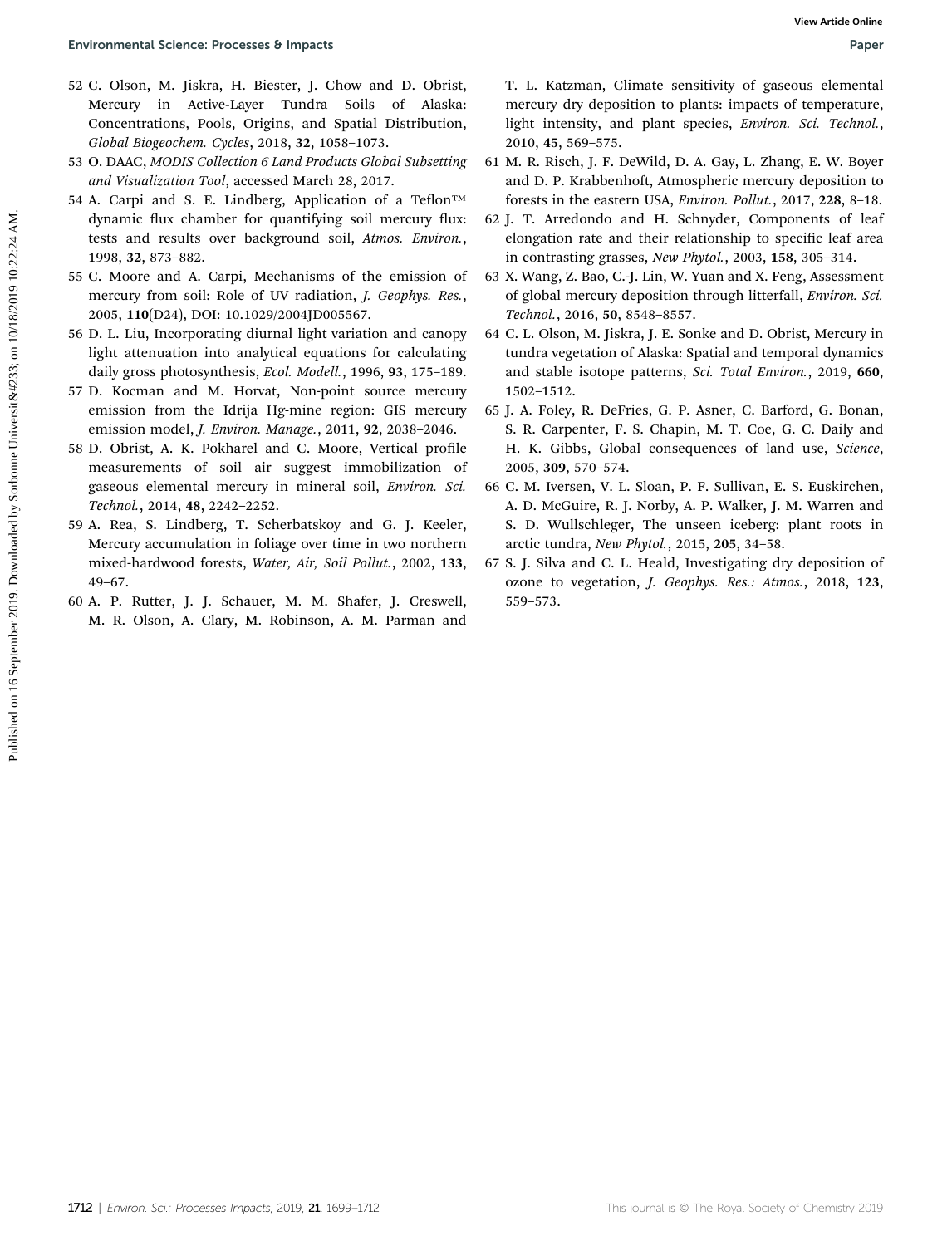52 C. Olson, M. Jiskra, H. Biester, J. Chow and D. Obrist, Mercury in Active-Layer Tundra Soils of Alaska: Concentrations, Pools, Origins, and Spatial Distribution, *Global Biogeochem. Cycles*, 2018, **32**, 1058–1073.

53 O. DAAC, *MODIS Collection 6 Land Products Global Subsetting and Visualization Tool*, accessed March 28, 2017.

54 A. Carpi and S. E. Lindberg, Application of a Teflon™ dynamic flux chamber for quantifying soil mercury flux: tests and results over background soil, *Atmos. Environ.*, 1998, **32**, 873–882.

55 C. Moore and A. Carpi, Mechanisms of the emission of mercury from soil: Role of UV radiation, *J. Geophys. Res.*, 2005, **110**(D24), DOI: 10.1029/2004JD005567.

56 D. L. Liu, Incorporating diurnal light variation and canopy light attenuation into analytical equations for calculating daily gross photosynthesis, *Ecol. Modell.*, 1996, **93**, 175–189.

57 D. Kocman and M. Horvat, Non-point source mercury emission from the Idrija Hg-mine region: GIS mercury emission model, *J. Environ. Manage.*, 2011, **92**, 2038–2046.

58 D. Obrist, A. K. Pokharel and C. Moore, Vertical profile measurements of soil air suggest immobilization of gaseous elemental mercury in mineral soil, *Environ. Sci. Technol.*, 2014, **48**, 2242–2252.

59 A. Rea, S. Lindberg, T. Scherbatskoy and G. J. Keeler, Mercury accumulation in foliage over time in two northern mixed-hardwood forests, *Water, Air, Soil Pollut.*, 2002, **133**, 49–67.

60 A. P. Rutter, J. J. Schauer, M. M. Shafer, J. Creswell, M. R. Olson, A. Clary, M. Robinson, A. M. Parman and T. L. Katzman, Climate sensitivity of gaseous elemental mercury dry deposition to plants: impacts of temperature, light intensity, and plant species, *Environ. Sci. Technol.*, 2010, **45**, 569–575.

61 M. R. Risch, J. F. DeWild, D. A. Gay, L. Zhang, E. W. Boyer and D. P. Krabbenhoft, Atmospheric mercury deposition to forests in the eastern USA, *Environ. Pollut.*, 2017, **228**, 8–18.

62 J. T. Arredondo and H. Schnyder, Components of leaf elongation rate and their relationship to specific leaf area in contrasting grasses, *New Phytol.*, 2003, **158**, 305–314.

63 X. Wang, Z. Bao, C.-J. Lin, W. Yuan and X. Feng, Assessment of global mercury deposition through litterfall, *Environ. Sci. Technol.*, 2016, **50**, 8548–8557.

64 C. L. Olson, M. Jiskra, J. E. Sonke and D. Obrist, Mercury in tundra vegetation of Alaska: Spatial and temporal dynamics and stable isotope patterns, *Sci. Total Environ.*, 2019, **660**, 1502–1512.

65 J. A. Foley, R. DeFries, G. P. Asner, C. Barford, G. Bonan, S. R. Carpenter, F. S. Chapin, M. T. Coe, G. C. Daily and H. K. Gibbs, Global consequences of land use, *Science*, 2005, **309**, 570–574.

66 C. M. Iversen, V. L. Sloan, P. F. Sullivan, E. S. Euskirchen, A. D. McGuire, R. J. Norby, A. P. Walker, J. M. Warren and S. D. Wullschleger, The unseen iceberg: plant roots in arctic tundra, *New Phytol.*, 2015, **205**, 34–58.

67 S. J. Silva and C. L. Heald, Investigating dry deposition of ozone to vegetation, *J. Geophys. Res.: Atmos.*, 2018, **123**, 559–573.